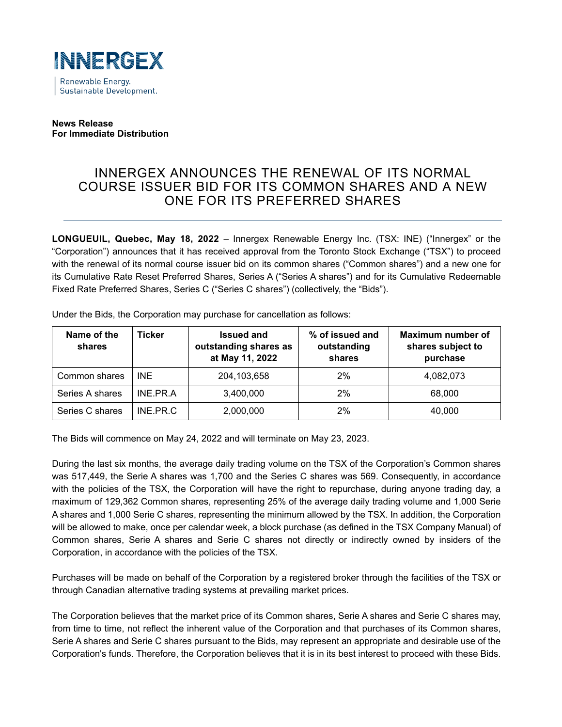INNERGEX

Renewable Energy.
Sustainable Development.

**News Release**
**For Immediate Distribution**

# INNERGEX ANNOUNCES THE RENEWAL OF ITS NORMAL COURSE ISSUER BID FOR ITS COMMON SHARES AND A NEW ONE FOR ITS PREFERRED SHARES

**LONGUEUIL, Quebec, May 18, 2022** – Innergex Renewable Energy Inc. (TSX: INE) ("Innergex" or the "Corporation") announces that it has received approval from the Toronto Stock Exchange ("TSX") to proceed with the renewal of its normal course issuer bid on its common shares ("Common shares") and a new one for its Cumulative Rate Reset Preferred Shares, Series A ("Series A shares") and for its Cumulative Redeemable Fixed Rate Preferred Shares, Series C ("Series C shares") (collectively, the "Bids").

Under the Bids, the Corporation may purchase for cancellation as follows:

| Name of the shares | Ticker | Issued and outstanding shares as at May 11, 2022 | % of issued and outstanding shares | Maximum number of shares subject to purchase |
|---|---|---|---|---|
| Common shares | INE | 204,103,658 | 2% | 4,082,073 |
| Series A shares | INE.PR.A | 3,400,000 | 2% | 68,000 |
| Series C shares | INE.PR.C | 2,000,000 | 2% | 40,000 |

The Bids will commence on May 24, 2022 and will terminate on May 23, 2023.

During the last six months, the average daily trading volume on the TSX of the Corporation's Common shares was 517,449, the Serie A shares was 1,700 and the Series C shares was 569. Consequently, in accordance with the policies of the TSX, the Corporation will have the right to repurchase, during anyone trading day, a maximum of 129,362 Common shares, representing 25% of the average daily trading volume and 1,000 Serie A shares and 1,000 Serie C shares, representing the minimum allowed by the TSX. In addition, the Corporation will be allowed to make, once per calendar week, a block purchase (as defined in the TSX Company Manual) of Common shares, Serie A shares and Serie C shares not directly or indirectly owned by insiders of the Corporation, in accordance with the policies of the TSX.

Purchases will be made on behalf of the Corporation by a registered broker through the facilities of the TSX or through Canadian alternative trading systems at prevailing market prices.

The Corporation believes that the market price of its Common shares, Serie A shares and Serie C shares may, from time to time, not reflect the inherent value of the Corporation and that purchases of its Common shares, Serie A shares and Serie C shares pursuant to the Bids, may represent an appropriate and desirable use of the Corporation's funds. Therefore, the Corporation believes that it is in its best interest to proceed with these Bids.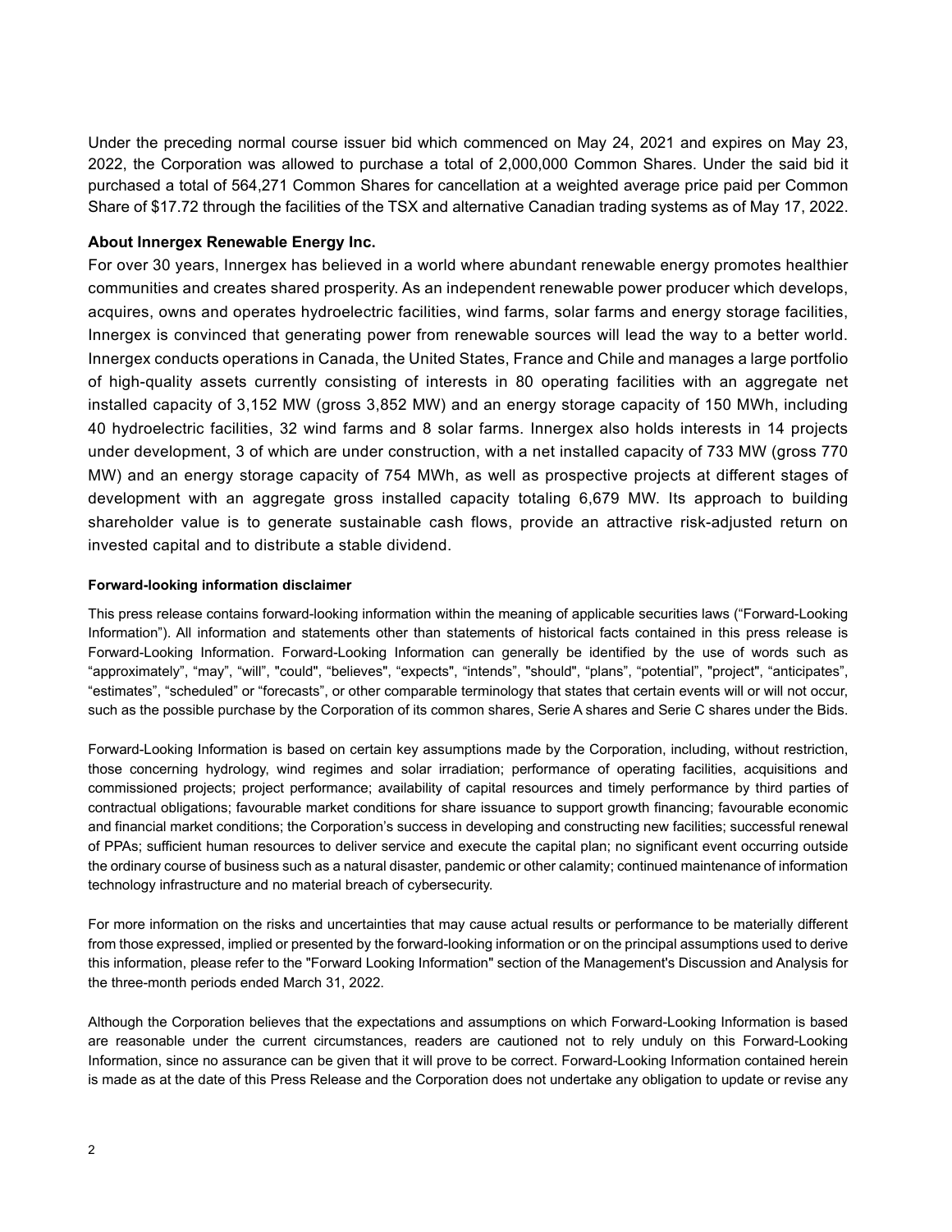Under the preceding normal course issuer bid which commenced on May 24, 2021 and expires on May 23, 2022, the Corporation was allowed to purchase a total of 2,000,000 Common Shares. Under the said bid it purchased a total of 564,271 Common Shares for cancellation at a weighted average price paid per Common Share of $17.72 through the facilities of the TSX and alternative Canadian trading systems as of May 17, 2022.

**About Innergex Renewable Energy Inc.**

For over 30 years, Innergex has believed in a world where abundant renewable energy promotes healthier communities and creates shared prosperity. As an independent renewable power producer which develops, acquires, owns and operates hydroelectric facilities, wind farms, solar farms and energy storage facilities, Innergex is convinced that generating power from renewable sources will lead the way to a better world. Innergex conducts operations in Canada, the United States, France and Chile and manages a large portfolio of high-quality assets currently consisting of interests in 80 operating facilities with an aggregate net installed capacity of 3,152 MW (gross 3,852 MW) and an energy storage capacity of 150 MWh, including 40 hydroelectric facilities, 32 wind farms and 8 solar farms. Innergex also holds interests in 14 projects under development, 3 of which are under construction, with a net installed capacity of 733 MW (gross 770 MW) and an energy storage capacity of 754 MWh, as well as prospective projects at different stages of development with an aggregate gross installed capacity totaling 6,679 MW. Its approach to building shareholder value is to generate sustainable cash flows, provide an attractive risk-adjusted return on invested capital and to distribute a stable dividend.

**Forward-looking information disclaimer**

This press release contains forward-looking information within the meaning of applicable securities laws ("Forward-Looking Information"). All information and statements other than statements of historical facts contained in this press release is Forward-Looking Information. Forward-Looking Information can generally be identified by the use of words such as "approximately", "may", "will", "could", "believes", "expects", "intends", "should", "plans", "potential", "project", "anticipates", "estimates", "scheduled" or "forecasts", or other comparable terminology that states that certain events will or will not occur, such as the possible purchase by the Corporation of its common shares, Serie A shares and Serie C shares under the Bids.

Forward-Looking Information is based on certain key assumptions made by the Corporation, including, without restriction, those concerning hydrology, wind regimes and solar irradiation; performance of operating facilities, acquisitions and commissioned projects; project performance; availability of capital resources and timely performance by third parties of contractual obligations; favourable market conditions for share issuance to support growth financing; favourable economic and financial market conditions; the Corporation's success in developing and constructing new facilities; successful renewal of PPAs; sufficient human resources to deliver service and execute the capital plan; no significant event occurring outside the ordinary course of business such as a natural disaster, pandemic or other calamity; continued maintenance of information technology infrastructure and no material breach of cybersecurity.

For more information on the risks and uncertainties that may cause actual results or performance to be materially different from those expressed, implied or presented by the forward-looking information or on the principal assumptions used to derive this information, please refer to the "Forward Looking Information" section of the Management's Discussion and Analysis for the three-month periods ended March 31, 2022.

Although the Corporation believes that the expectations and assumptions on which Forward-Looking Information is based are reasonable under the current circumstances, readers are cautioned not to rely unduly on this Forward-Looking Information, since no assurance can be given that it will prove to be correct. Forward-Looking Information contained herein is made as at the date of this Press Release and the Corporation does not undertake any obligation to update or revise any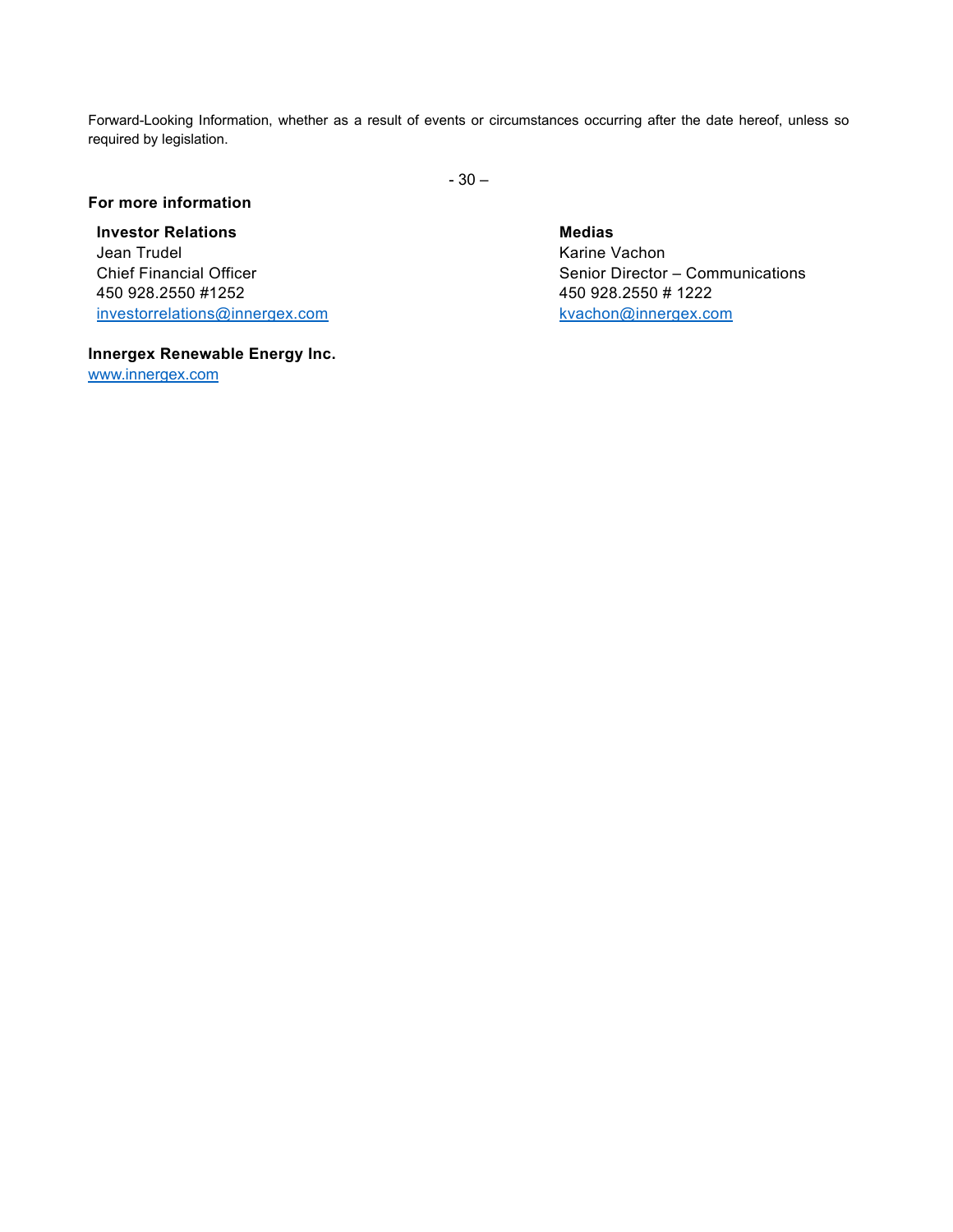Forward-Looking Information, whether as a result of events or circumstances occurring after the date hereof, unless so required by legislation.

- 30 –

**For more information**

**Investor Relations**
Jean Trudel
Chief Financial Officer
450 928.2550 #1252
investorrelations@innergex.com

**Medias**
Karine Vachon
Senior Director – Communications
450 928.2550 # 1222
kvachon@innergex.com

**Innergex Renewable Energy Inc.**
www.innergex.com